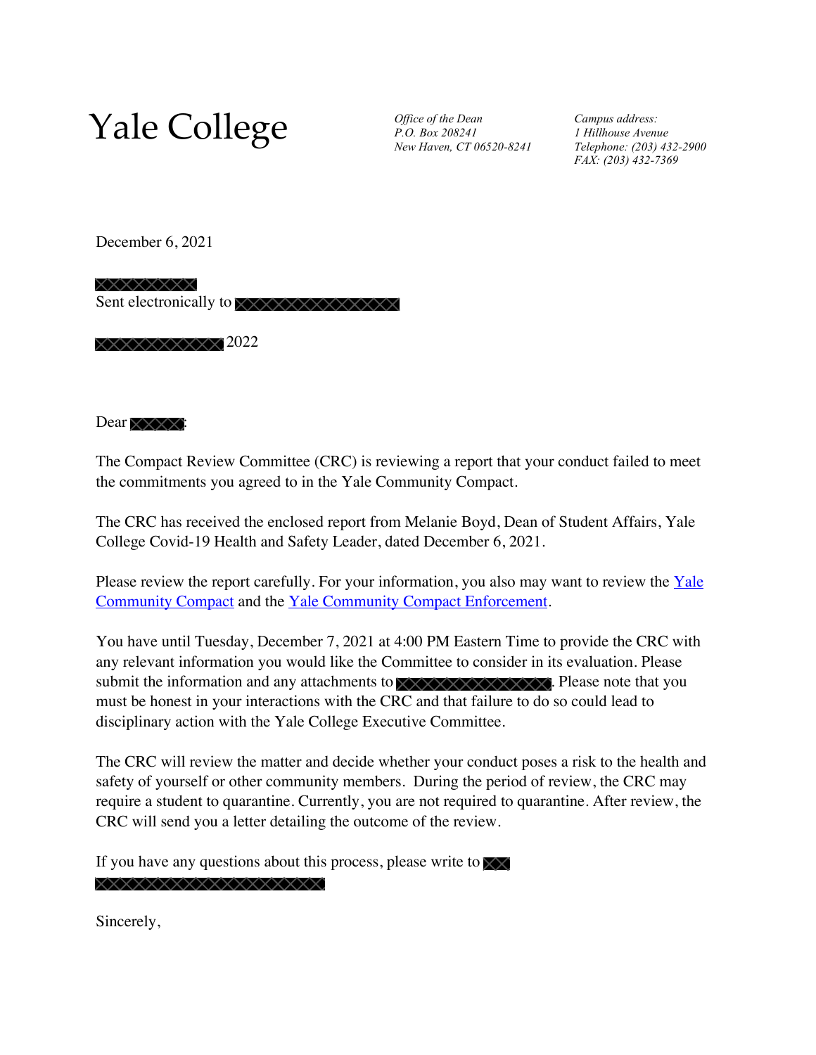# Yale College

*Office of the Dean*
*P.O. Box 208241*
*New Haven, CT 06520-8241*

*Campus address:*
*1 Hillhouse Avenue*
*Telephone: (203) 432-2900*
*FAX: (203) 432-7369*

December 6, 2021

[REDACTED]
Sent electronically to [REDACTED]

[REDACTED] 2022

Dear [REDACTED]:

The Compact Review Committee (CRC) is reviewing a report that your conduct failed to meet the commitments you agreed to in the Yale Community Compact.

The CRC has received the enclosed report from Melanie Boyd, Dean of Student Affairs, Yale College Covid-19 Health and Safety Leader, dated December 6, 2021.

Please review the report carefully. For your information, you also may want to review the [Yale Community Compact]() and the [Yale Community Compact Enforcement]().

You have until Tuesday, December 7, 2021 at 4:00 PM Eastern Time to provide the CRC with any relevant information you would like the Committee to consider in its evaluation. Please submit the information and any attachments to [REDACTED]. Please note that you must be honest in your interactions with the CRC and that failure to do so could lead to disciplinary action with the Yale College Executive Committee.

The CRC will review the matter and decide whether your conduct poses a risk to the health and safety of yourself or other community members. During the period of review, the CRC may require a student to quarantine. Currently, you are not required to quarantine. After review, the CRC will send you a letter detailing the outcome of the review.

If you have any questions about this process, please write to [REDACTED]
[REDACTED]

Sincerely,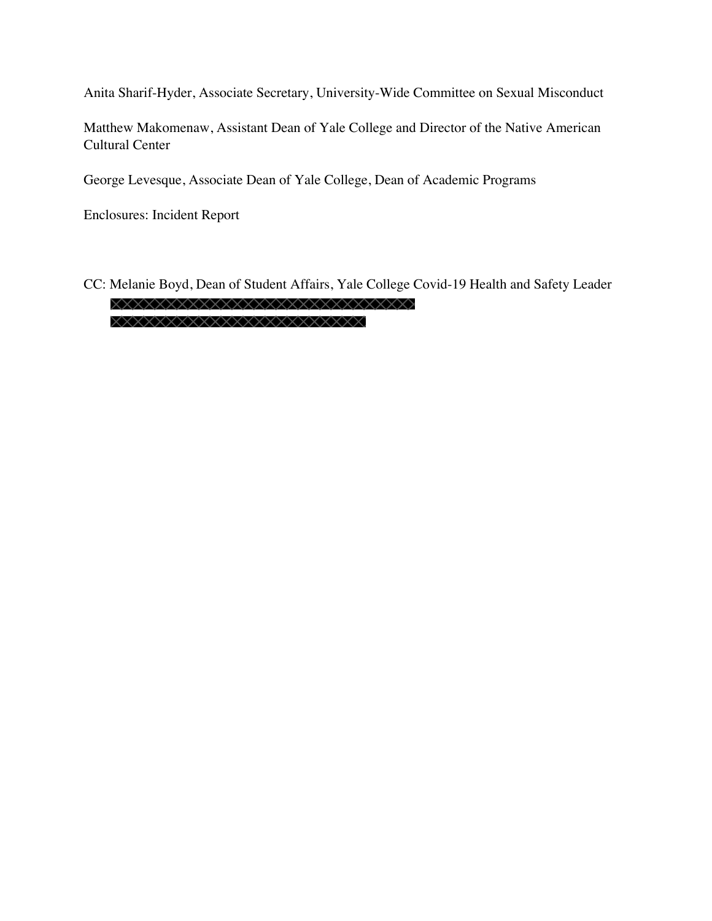Anita Sharif-Hyder, Associate Secretary, University-Wide Committee on Sexual Misconduct

Matthew Makomenaw, Assistant Dean of Yale College and Director of the Native American Cultural Center

George Levesque, Associate Dean of Yale College, Dean of Academic Programs

Enclosures: Incident Report

CC: Melanie Boyd, Dean of Student Affairs, Yale College Covid-19 Health and Safety Leader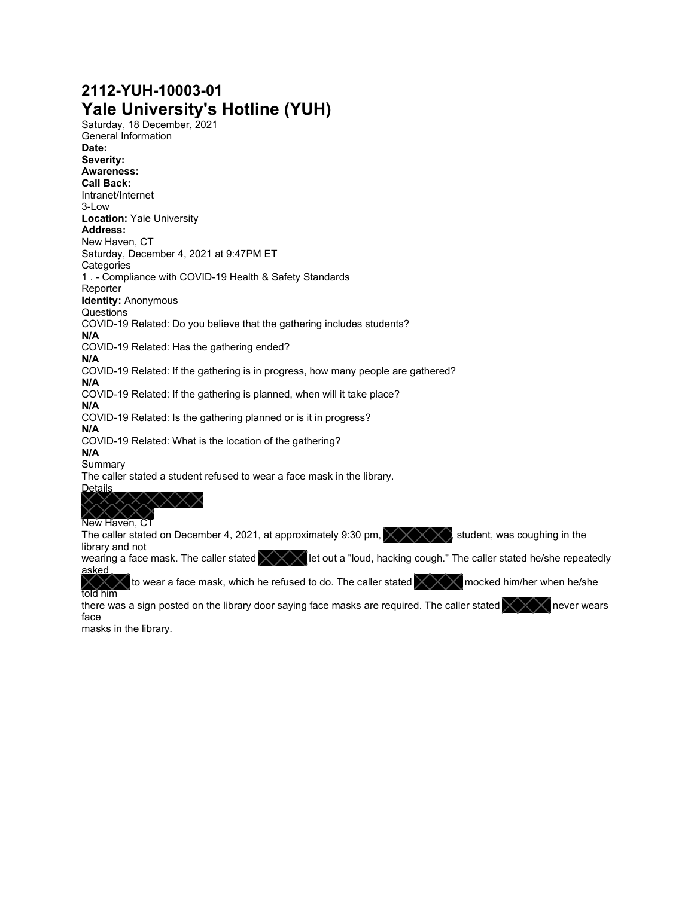# 2112-YUH-10003-01
# Yale University's Hotline (YUH)

Saturday, 18 December, 2021

General Information

**Date:**

**Severity:**

**Awareness:**

**Call Back:**

Intranet/Internet

3-Low

**Location:** Yale University

**Address:**

New Haven, CT

Saturday, December 4, 2021 at 9:47PM ET

Categories

1 . - Compliance with COVID-19 Health & Safety Standards

Reporter

**Identity:** Anonymous

Questions

COVID-19 Related: Do you believe that the gathering includes students?

**N/A**

COVID-19 Related: Has the gathering ended?

**N/A**

COVID-19 Related: If the gathering is in progress, how many people are gathered?

**N/A**

COVID-19 Related: If the gathering is planned, when will it take place?

**N/A**

COVID-19 Related: Is the gathering planned or is it in progress?

**N/A**

COVID-19 Related: What is the location of the gathering?

**N/A**

Summary

The caller stated a student refused to wear a face mask in the library.

Details

[REDACTED]

New Haven, CT

The caller stated on December 4, 2021, at approximately 9:30 pm, [REDACTED], student, was coughing in the library and not wearing a face mask. The caller stated [REDACTED] let out a "loud, hacking cough." The caller stated he/she repeatedly asked [REDACTED] to wear a face mask, which he refused to do. The caller stated [REDACTED] mocked him/her when he/she told him there was a sign posted on the library door saying face masks are required. The caller stated [REDACTED] never wears face masks in the library.